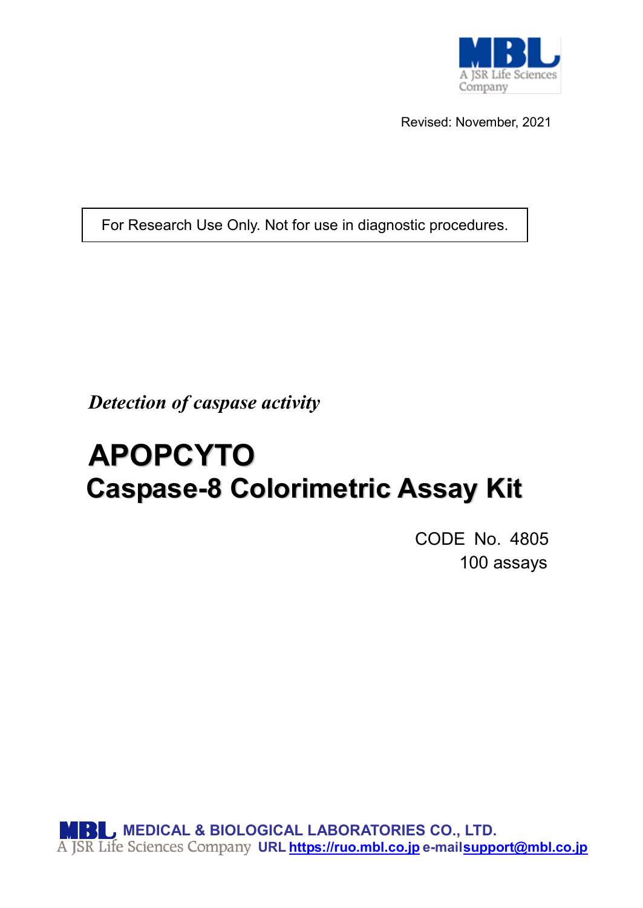MBL
A JSR Life Sciences Company

Revised: November, 2021

For Research Use Only. Not for use in diagnostic procedures.

*Detection of caspase activity*

# APOPCYTO
# Caspase-8 Colorimetric Assay Kit

CODE No. 4805
100 assays

**MEDICAL & BIOLOGICAL LABORATORIES CO., LTD.**
A JSR Life Sciences Company **URL https://ruo.mbl.co.jp e-mail support@mbl.co.jp**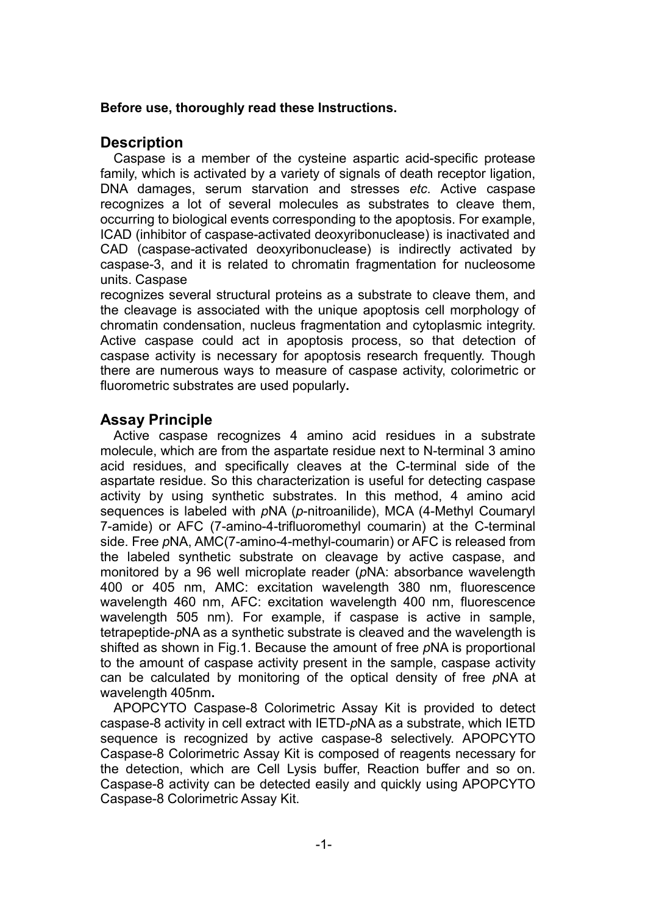**Before use, thoroughly read these Instructions.**

## Description

Caspase is a member of the cysteine aspartic acid-specific protease family, which is activated by a variety of signals of death receptor ligation, DNA damages, serum starvation and stresses *etc*. Active caspase recognizes a lot of several molecules as substrates to cleave them, occurring to biological events corresponding to the apoptosis. For example, ICAD (inhibitor of caspase-activated deoxyribonuclease) is inactivated and CAD (caspase-activated deoxyribonuclease) is indirectly activated by caspase-3, and it is related to chromatin fragmentation for nucleosome units. Caspase recognizes several structural proteins as a substrate to cleave them, and the cleavage is associated with the unique apoptosis cell morphology of chromatin condensation, nucleus fragmentation and cytoplasmic integrity. Active caspase could act in apoptosis process, so that detection of caspase activity is necessary for apoptosis research frequently. Though there are numerous ways to measure of caspase activity, colorimetric or fluorometric substrates are used popularly**.**

## Assay Principle

Active caspase recognizes 4 amino acid residues in a substrate molecule, which are from the aspartate residue next to N-terminal 3 amino acid residues, and specifically cleaves at the C-terminal side of the aspartate residue. So this characterization is useful for detecting caspase activity by using synthetic substrates. In this method, 4 amino acid sequences is labeled with *p*NA (*p*-nitroanilide), MCA (4-Methyl Coumaryl 7-amide) or AFC (7-amino-4-trifluoromethyl coumarin) at the C-terminal side. Free *p*NA, AMC(7-amino-4-methyl-coumarin) or AFC is released from the labeled synthetic substrate on cleavage by active caspase, and monitored by a 96 well microplate reader (*p*NA: absorbance wavelength 400 or 405 nm, AMC: excitation wavelength 380 nm, fluorescence wavelength 460 nm, AFC: excitation wavelength 400 nm, fluorescence wavelength 505 nm). For example, if caspase is active in sample, tetrapeptide-*p*NA as a synthetic substrate is cleaved and the wavelength is shifted as shown in Fig.1. Because the amount of free *p*NA is proportional to the amount of caspase activity present in the sample, caspase activity can be calculated by monitoring of the optical density of free *p*NA at wavelength 405nm**.**

APOPCYTO Caspase-8 Colorimetric Assay Kit is provided to detect caspase-8 activity in cell extract with IETD-*p*NA as a substrate, which IETD sequence is recognized by active caspase-8 selectively. APOPCYTO Caspase-8 Colorimetric Assay Kit is composed of reagents necessary for the detection, which are Cell Lysis buffer, Reaction buffer and so on. Caspase-8 activity can be detected easily and quickly using APOPCYTO Caspase-8 Colorimetric Assay Kit.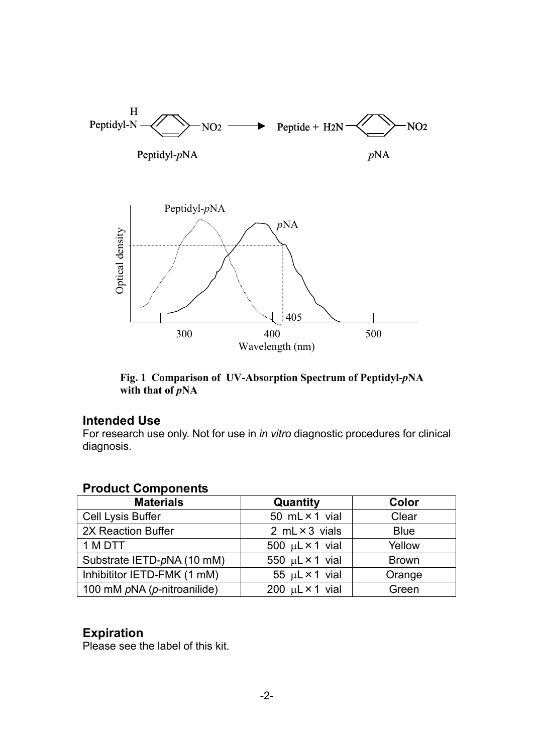Peptidyl-N(H)–C6H4–NO2 → Peptide + H2N–C6H4–NO2

Peptidyl-*p*NA    *p*NA

**Fig. 1 Comparison of UV-Absorption Spectrum of Peptidyl-*p*NA with that of *p*NA**

## Intended Use

For research use only. Not for use in *in vitro* diagnostic procedures for clinical diagnosis.

## Product Components

| Materials | Quantity | Color |
|---|---|---|
| Cell Lysis Buffer | 50 mL × 1 vial | Clear |
| 2X Reaction Buffer | 2 mL × 3 vials | Blue |
| 1 M DTT | 500 μL × 1 vial | Yellow |
| Substrate IETD-*p*NA (10 mM) | 550 μL × 1 vial | Brown |
| Inhibititor IETD-FMK (1 mM) | 55 μL × 1 vial | Orange |
| 100 mM *p*NA (*p*-nitroanilide) | 200 μL × 1 vial | Green |

## Expiration

Please see the label of this kit.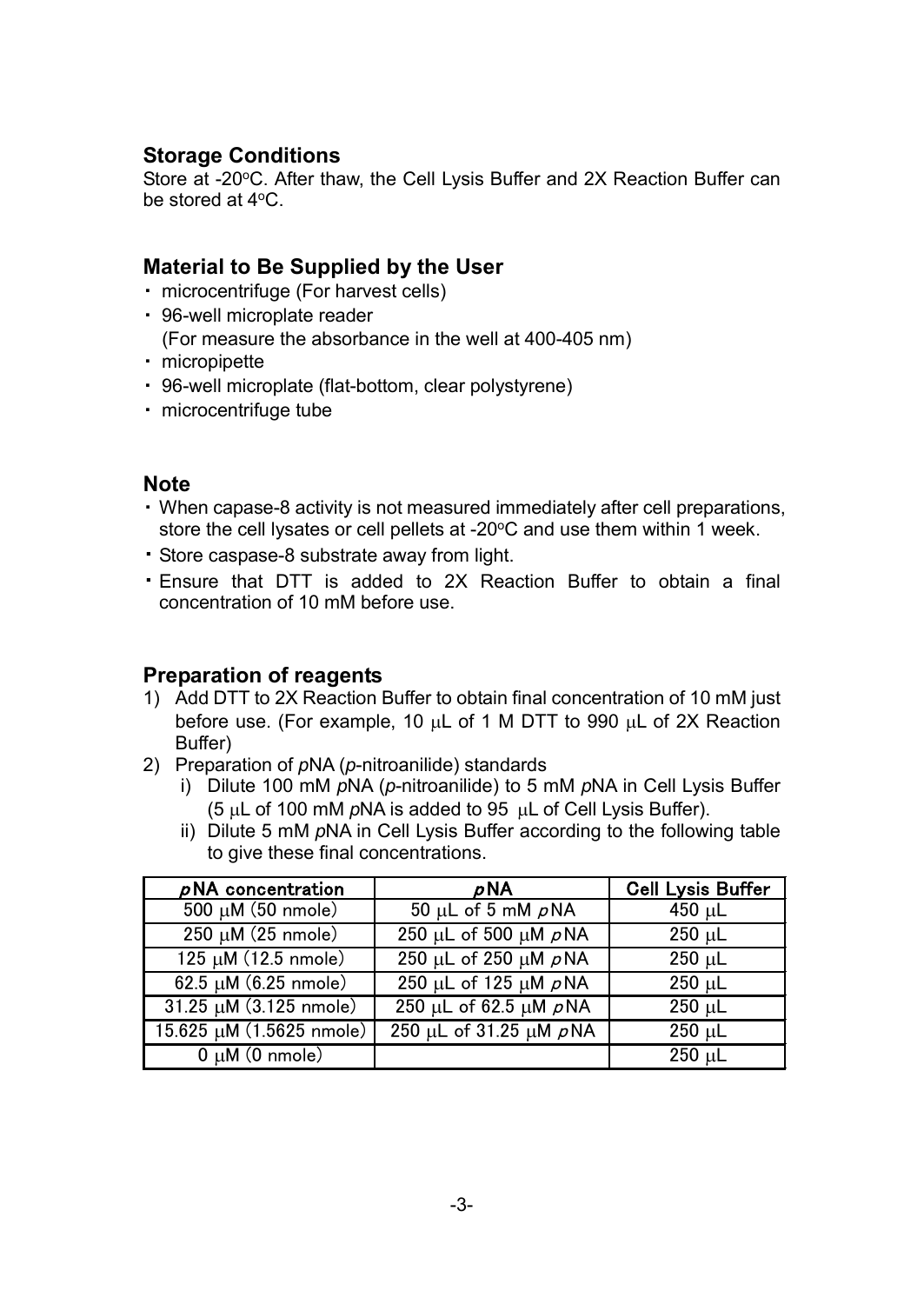## Storage Conditions

Store at -20$^{o}$C. After thaw, the Cell Lysis Buffer and 2X Reaction Buffer can be stored at 4$^{o}$C.

## Material to Be Supplied by the User

- microcentrifuge (For harvest cells)
- 96-well microplate reader
  (For measure the absorbance in the well at 400-405 nm)
- micropipette
- 96-well microplate (flat-bottom, clear polystyrene)
- microcentrifuge tube

## Note

- When capase-8 activity is not measured immediately after cell preparations, store the cell lysates or cell pellets at -20$^{o}$C and use them within 1 week.
- Store caspase-8 substrate away from light.
- Ensure that DTT is added to 2X Reaction Buffer to obtain a final concentration of 10 mM before use.

## Preparation of reagents

1) Add DTT to 2X Reaction Buffer to obtain final concentration of 10 mM just before use. (For example, 10 μL of 1 M DTT to 990 μL of 2X Reaction Buffer)
2) Preparation of *p*NA (*p*-nitroanilide) standards
   i) Dilute 100 mM *p*NA (*p*-nitroanilide) to 5 mM *p*NA in Cell Lysis Buffer (5 μL of 100 mM *p*NA is added to 95 μL of Cell Lysis Buffer).
   ii) Dilute 5 mM *p*NA in Cell Lysis Buffer according to the following table to give these final concentrations.

| *p*NA concentration | *p*NA | Cell Lysis Buffer |
|---|---|---|
| 500 μM (50 nmole) | 50 μL of 5 mM *p*NA | 450 μL |
| 250 μM (25 nmole) | 250 μL of 500 μM *p*NA | 250 μL |
| 125 μM (12.5 nmole) | 250 μL of 250 μM *p*NA | 250 μL |
| 62.5 μM (6.25 nmole) | 250 μL of 125 μM *p*NA | 250 μL |
| 31.25 μM (3.125 nmole) | 250 μL of 62.5 μM *p*NA | 250 μL |
| 15.625 μM (1.5625 nmole) | 250 μL of 31.25 μM *p*NA | 250 μL |
| 0 μM (0 nmole) | | 250 μL |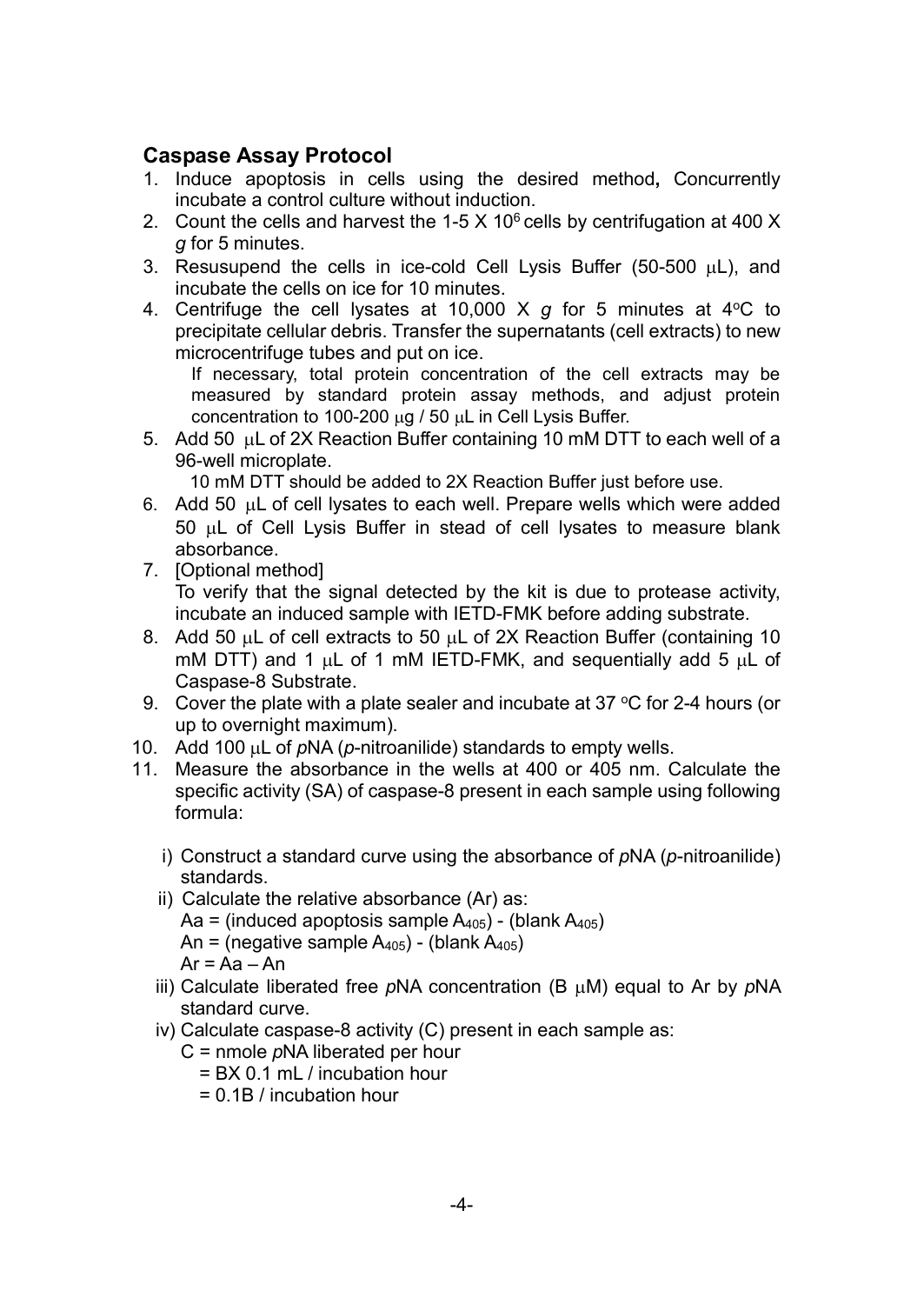## Caspase Assay Protocol

1. Induce apoptosis in cells using the desired method**,** Concurrently incubate a control culture without induction.
2. Count the cells and harvest the 1-5 X $10^6$ cells by centrifugation at 400 X *g* for 5 minutes.
3. Resusupend the cells in ice-cold Cell Lysis Buffer (50-500 μL), and incubate the cells on ice for 10 minutes.
4. Centrifuge the cell lysates at 10,000 X *g* for 5 minutes at 4°C to precipitate cellular debris. Transfer the supernatants (cell extracts) to new microcentrifuge tubes and put on ice.

   If necessary, total protein concentration of the cell extracts may be measured by standard protein assay methods, and adjust protein concentration to 100-200 μg / 50 μL in Cell Lysis Buffer.
5. Add 50 μL of 2X Reaction Buffer containing 10 mM DTT to each well of a 96-well microplate.

   10 mM DTT should be added to 2X Reaction Buffer just before use.
6. Add 50 μL of cell lysates to each well. Prepare wells which were added 50 μL of Cell Lysis Buffer in stead of cell lysates to measure blank absorbance.
7. [Optional method]

   To verify that the signal detected by the kit is due to protease activity, incubate an induced sample with IETD-FMK before adding substrate.
8. Add 50 μL of cell extracts to 50 μL of 2X Reaction Buffer (containing 10 mM DTT) and 1 μL of 1 mM IETD-FMK, and sequentially add 5 μL of Caspase-8 Substrate.
9. Cover the plate with a plate sealer and incubate at 37 °C for 2-4 hours (or up to overnight maximum).
10. Add 100 μL of *p*NA (*p*-nitroanilide) standards to empty wells.
11. Measure the absorbance in the wells at 400 or 405 nm. Calculate the specific activity (SA) of caspase-8 present in each sample using following formula:

    i) Construct a standard curve using the absorbance of *p*NA (*p*-nitroanilide) standards.

    ii) Calculate the relative absorbance (Ar) as:

    Aa = (induced apoptosis sample $A_{405}$) - (blank $A_{405}$)

    An = (negative sample $A_{405}$) - (blank $A_{405}$)

    Ar = Aa – An

    iii) Calculate liberated free *p*NA concentration (B μM) equal to Ar by *p*NA standard curve.

    iv) Calculate caspase-8 activity (C) present in each sample as:

    C = nmole *p*NA liberated per hour

    = BX 0.1 mL / incubation hour

    = 0.1B / incubation hour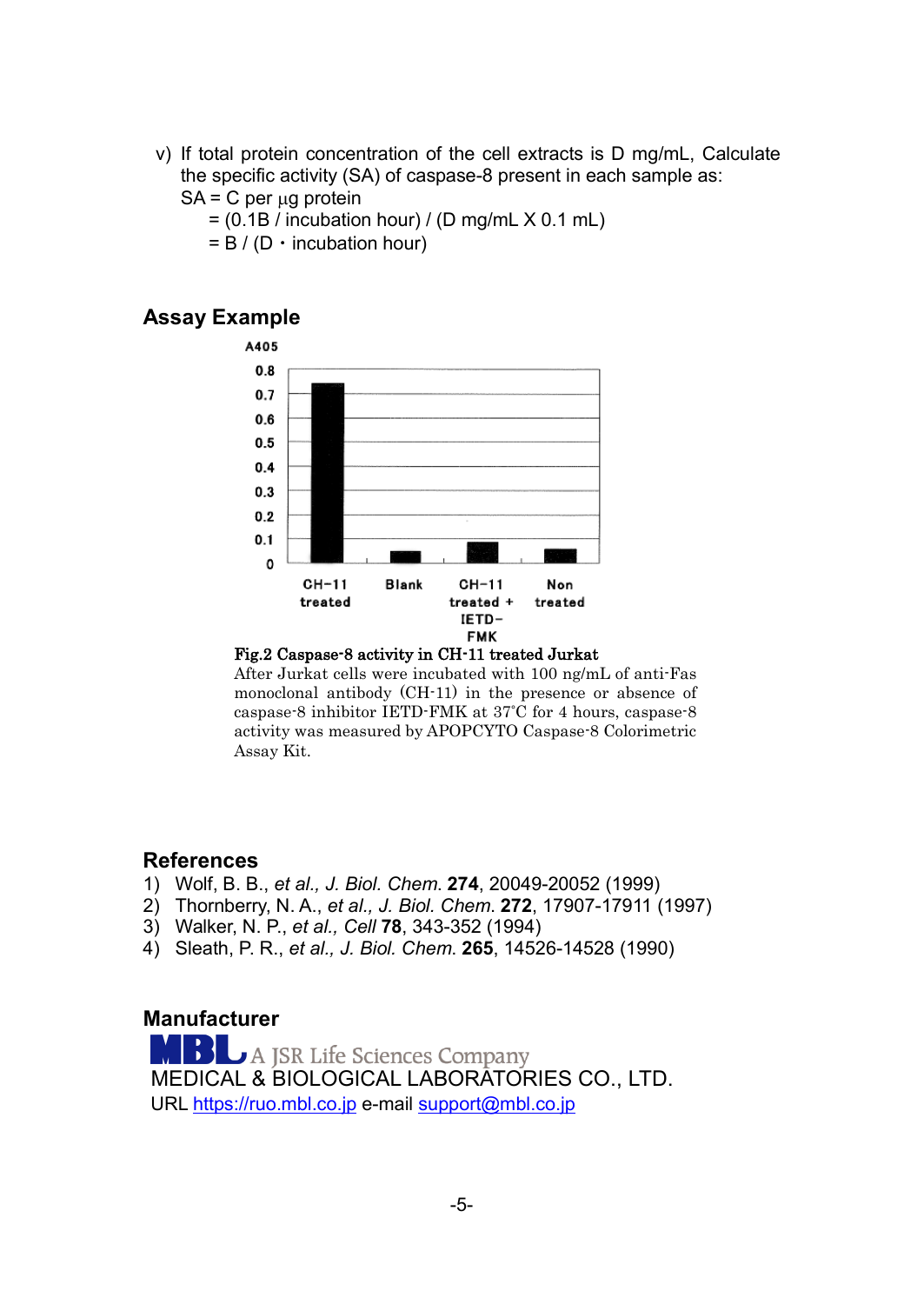v) If total protein concentration of the cell extracts is D mg/mL, Calculate the specific activity (SA) of caspase-8 present in each sample as:

SA = C per $\mu$g protein

= (0.1B / incubation hour) / (D mg/mL X 0.1 mL)

= B / (D・incubation hour)

## Assay Example

**Fig.2 Caspase-8 activity in CH-11 treated Jurkat**

After Jurkat cells were incubated with 100 ng/mL of anti-Fas monoclonal antibody (CH-11) in the presence or absence of caspase-8 inhibitor IETD-FMK at 37°C for 4 hours, caspase-8 activity was measured by APOPCYTO Caspase-8 Colorimetric Assay Kit.

## References

1) Wolf, B. B., *et al., J. Biol. Chem.* **274**, 20049-20052 (1999)
2) Thornberry, N. A., *et al., J. Biol. Chem.* **272**, 17907-17911 (1997)
3) Walker, N. P., *et al., Cell* **78**, 343-352 (1994)
4) Sleath, P. R., *et al., J. Biol. Chem.* **265**, 14526-14528 (1990)

## Manufacturer

MBL A JSR Life Sciences Company

MEDICAL & BIOLOGICAL LABORATORIES CO., LTD.

URL https://ruo.mbl.co.jp e-mail support@mbl.co.jp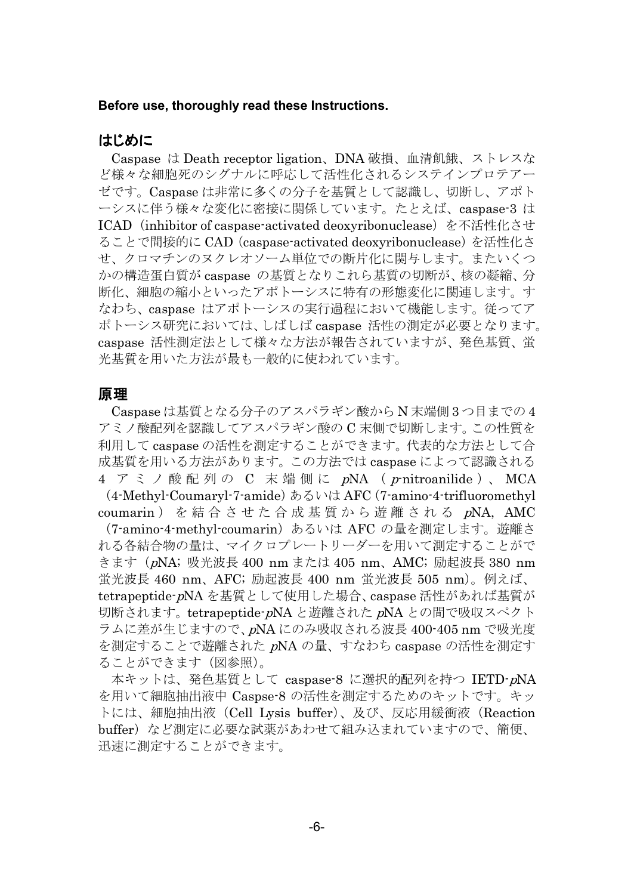**Before use, thoroughly read these Instructions.**

## はじめに

Caspase は Death receptor ligation、DNA 破損、血清飢餓、ストレスなど様々な細胞死のシグナルに呼応して活性化されるシステインプロテアーゼです。Caspase は非常に多くの分子を基質として認識し、切断し、アポトーシスに伴う様々な変化に密接に関係しています。たとえば、caspase-3 は ICAD（inhibitor of caspase-activated deoxyribonuclease）を不活性化させることで間接的に CAD（caspase-activated deoxyribonuclease）を活性化させ、クロマチンのヌクレオソーム単位での断片化に関与します。またいくつかの構造蛋白質が caspase の基質となりこれら基質の切断が、核の凝縮、分断化、細胞の縮小といったアポトーシスに特有の形態変化に関連します。すなわち、caspase はアポトーシスの実行過程において機能します。従ってアポトーシス研究においては、しばしば caspase 活性の測定が必要となります。caspase 活性測定法として様々な方法が報告されていますが、発色基質、蛍光基質を用いた方法が最も一般的に使われています。

## 原理

Caspase は基質となる分子のアスパラギン酸から N 末端側 3 つ目までの 4 アミノ酸配列を認識してアスパラギン酸の C 末側で切断します。この性質を利用して caspase の活性を測定することができます。代表的な方法として合成基質を用いる方法があります。この方法では caspase によって認識される 4 アミノ酸配列の C 末端側に *p*NA（*p*-nitroanilide）、MCA（4-Methyl-Coumaryl-7-amide）あるいは AFC（7-amino-4-trifluoromethyl coumarin）を結合させた合成基質から遊離される *p*NA, AMC（7-amino-4-methyl-coumarin）あるいは AFC の量を測定します。遊離される各結合物の量は、マイクロプレートリーダーを用いて測定することができます（*p*NA; 吸光波長 400 nm または 405 nm、AMC; 励起波長 380 nm 蛍光波長 460 nm、AFC; 励起波長 400 nm 蛍光波長 505 nm）。例えば、tetrapeptide-*p*NA を基質として使用した場合、caspase 活性があれば基質が切断されます。tetrapeptide-*p*NA と遊離された *p*NA との間で吸収スペクトラムに差が生じますので、*p*NA にのみ吸収される波長 400-405 nm で吸光度を測定することで遊離された *p*NA の量、すなわち caspase の活性を測定することができます（図参照）。

本キットは、発色基質として caspase-8 に選択的配列を持つ IETD-*p*NA を用いて細胞抽出液中 Caspse-8 の活性を測定するためのキットです。キットには、細胞抽出液（Cell Lysis buffer）、及び、反応用緩衝液（Reaction buffer）など測定に必要な試薬があわせて組み込まれていますので、簡便、迅速に測定することができます。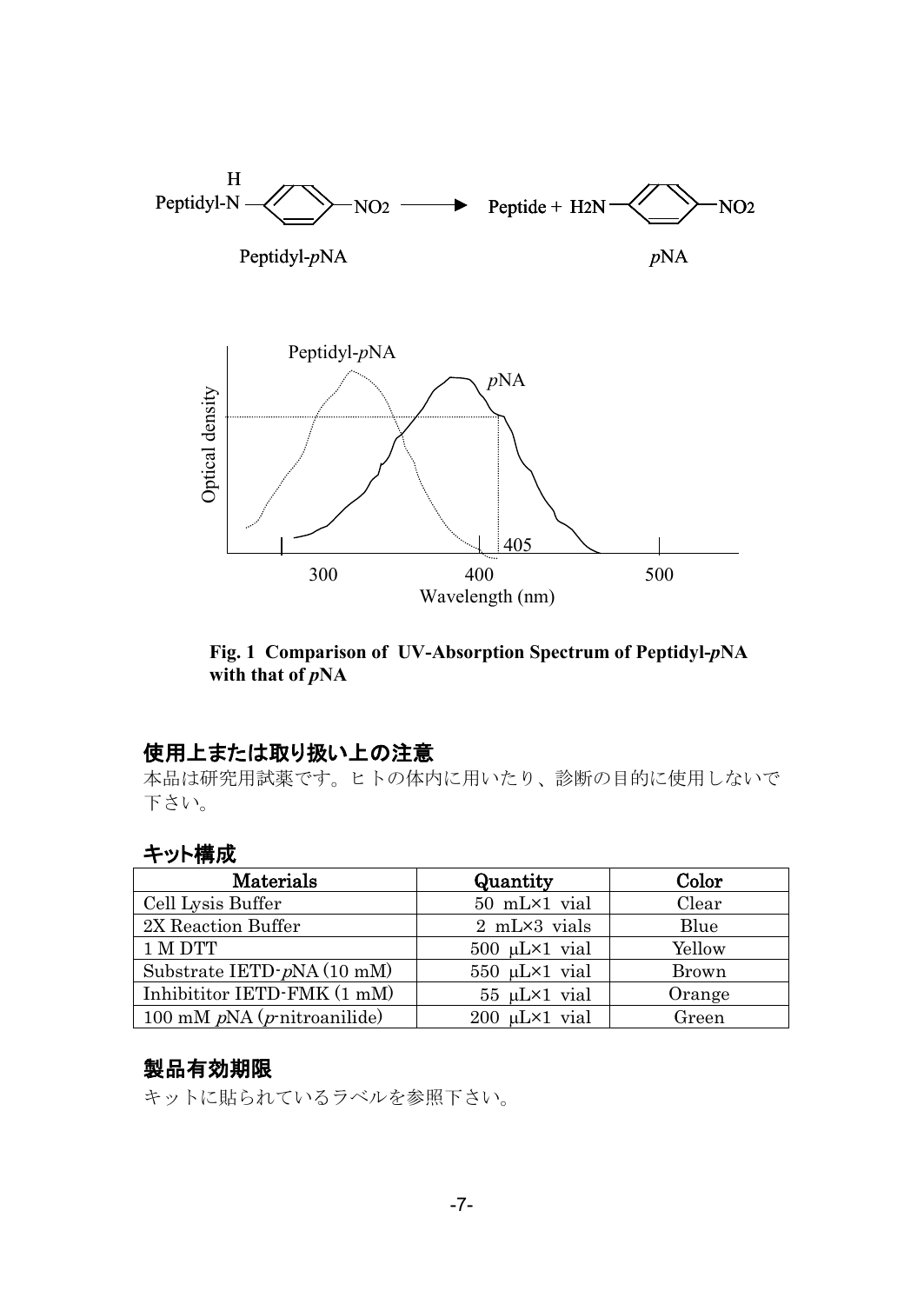Peptidyl-*p*NA → Peptide + *p*NA

**Fig. 1 Comparison of UV-Absorption Spectrum of Peptidyl-*p*NA with that of *p*NA**

## 使用上または取り扱い上の注意

本品は研究用試薬です。ヒトの体内に用いたり、診断の目的に使用しないで下さい。

## キット構成

| Materials | Quantity | Color |
|---|---|---|
| Cell Lysis Buffer | 50 mL×1 vial | Clear |
| 2X Reaction Buffer | 2 mL×3 vials | Blue |
| 1 M DTT | 500 μL×1 vial | Yellow |
| Substrate IETD-*p*NA (10 mM) | 550 μL×1 vial | Brown |
| Inhibititor IETD-FMK (1 mM) | 55 μL×1 vial | Orange |
| 100 mM *p*NA (*p*-nitroanilide) | 200 μL×1 vial | Green |

## 製品有効期限

キットに貼られているラベルを参照下さい。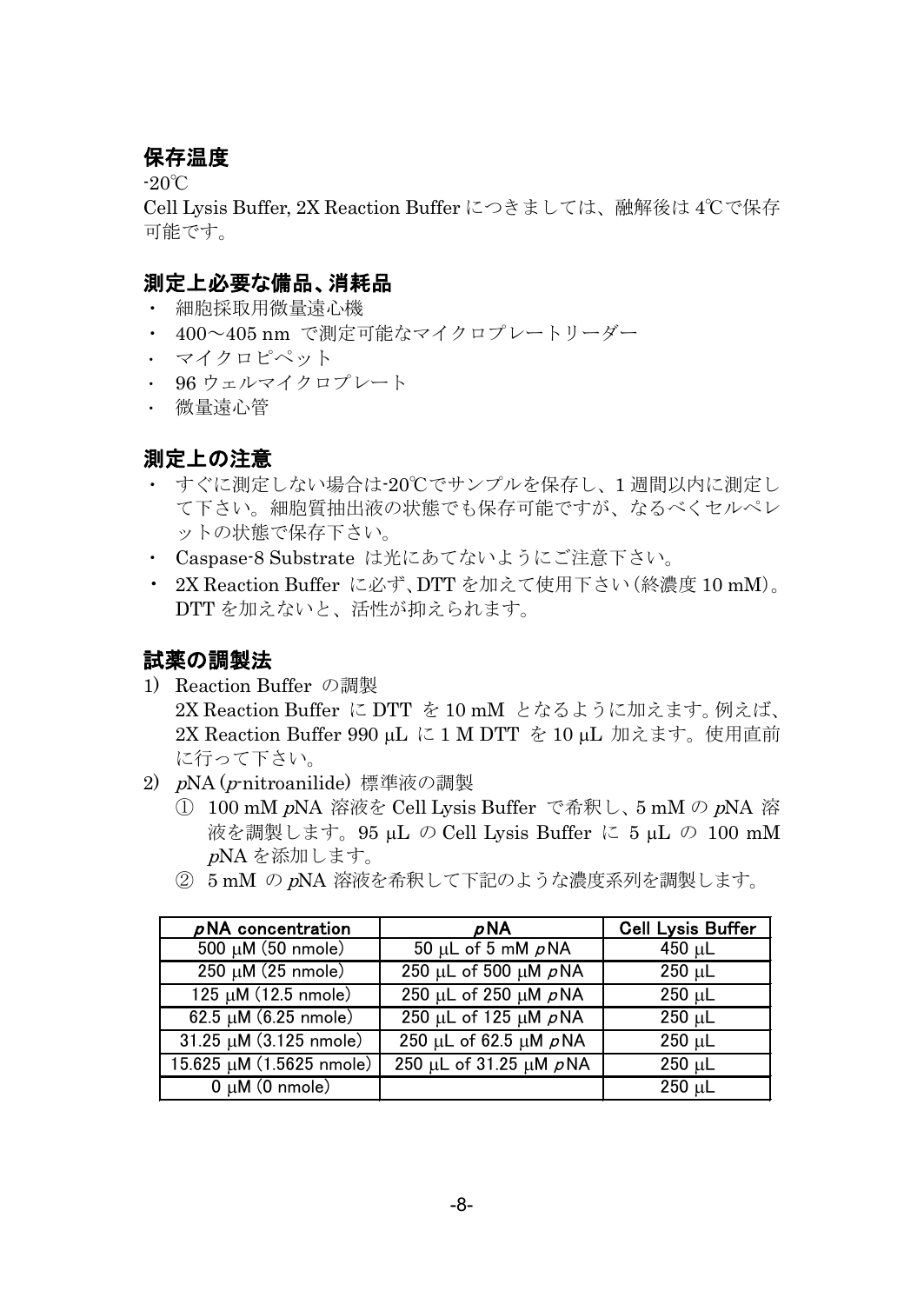## 保存温度

-20℃

Cell Lysis Buffer, 2X Reaction Buffer につきましては、融解後は 4℃で保存可能です。

## 測定上必要な備品、消耗品

- 細胞採取用微量遠心機
- 400～405 nm で測定可能なマイクロプレートリーダー
- マイクロピペット
- 96 ウェルマイクロプレート
- 微量遠心管

## 測定上の注意

- すぐに測定しない場合は-20℃でサンプルを保存し、1 週間以内に測定して下さい。細胞質抽出液の状態でも保存可能ですが、なるべくセルペレットの状態で保存下さい。
- Caspase-8 Substrate は光にあてないようにご注意下さい。
- 2X Reaction Buffer に必ず、DTT を加えて使用下さい（終濃度 10 mM）。DTT を加えないと、活性が抑えられます。

## 試薬の調製法

1) Reaction Buffer の調製
   2X Reaction Buffer に DTT を 10 mM となるように加えます。例えば、2X Reaction Buffer 990 μL に 1 M DTT を 10 μL 加えます。使用直前に行って下さい。
2) *p*NA (*p*-nitroanilide) 標準液の調製
   ① 100 mM *p*NA 溶液を Cell Lysis Buffer で希釈し、5 mM の *p*NA 溶液を調製します。95 μL の Cell Lysis Buffer に 5 μL の 100 mM *p*NA を添加します。
   ② 5 mM の *p*NA 溶液を希釈して下記のような濃度系列を調製します。

| *p*NA concentration | *p*NA | Cell Lysis Buffer |
|---|---|---|
| 500 μM (50 nmole) | 50 μL of 5 mM *p*NA | 450 μL |
| 250 μM (25 nmole) | 250 μL of 500 μM *p*NA | 250 μL |
| 125 μM (12.5 nmole) | 250 μL of 250 μM *p*NA | 250 μL |
| 62.5 μM (6.25 nmole) | 250 μL of 125 μM *p*NA | 250 μL |
| 31.25 μM (3.125 nmole) | 250 μL of 62.5 μM *p*NA | 250 μL |
| 15.625 μM (1.5625 nmole) | 250 μL of 31.25 μM *p*NA | 250 μL |
| 0 μM (0 nmole) | | 250 μL |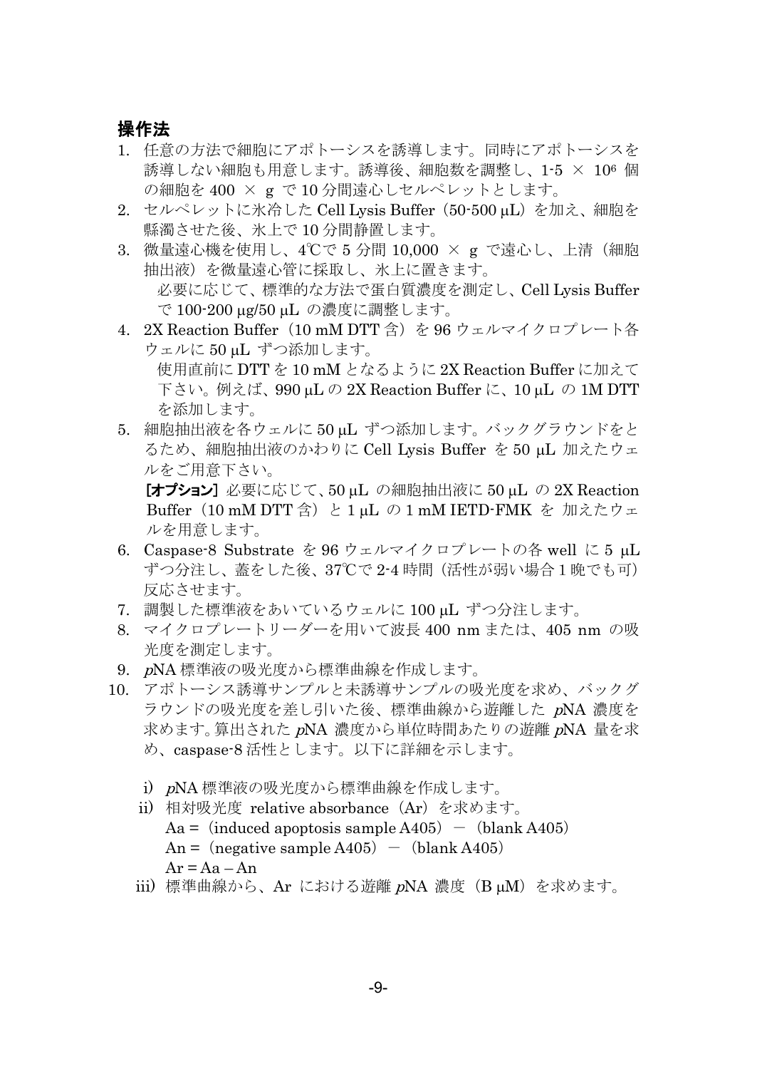## 操作法

1. 任意の方法で細胞にアポトーシスを誘導します。同時にアポトーシスを誘導しない細胞も用意します。誘導後、細胞数を調整し、1-5 × $10^6$ 個の細胞を 400 × g で 10 分間遠心しセルペレットとします。
2. セルペレットに氷冷した Cell Lysis Buffer（50-500 μL）を加え、細胞を懸濁させた後、氷上で 10 分間静置します。
3. 微量遠心機を使用し、4℃で 5 分間 10,000 × g で遠心し、上清（細胞抽出液）を微量遠心管に採取し、氷上に置きます。
   必要に応じて、標準的な方法で蛋白質濃度を測定し、Cell Lysis Buffer で 100-200 μg/50 μL の濃度に調整します。
4. 2X Reaction Buffer（10 mM DTT 含）を 96 ウェルマイクロプレート各ウェルに 50 μL ずつ添加します。
   使用直前に DTT を 10 mM となるように 2X Reaction Buffer に加えて下さい。例えば、990 μL の 2X Reaction Buffer に、10 μL の 1M DTT を添加します。
5. 細胞抽出液を各ウェルに 50 μL ずつ添加します。バックグラウンドをとるため、細胞抽出液のかわりに Cell Lysis Buffer を 50 μL 加えたウェルをご用意下さい。
   **[オプション]** 必要に応じて、50 μL の細胞抽出液に 50 μL の 2X Reaction Buffer（10 mM DTT 含）と 1 μL の 1 mM IETD-FMK を 加えたウェルを用意します。
6. Caspase-8 Substrate を 96 ウェルマイクロプレートの各 well に 5 μL ずつ分注し、蓋をした後、37℃で 2-4 時間（活性が弱い場合 1 晩でも可）反応させます。
7. 調製した標準液をあいているウェルに 100 μL ずつ分注します。
8. マイクロプレートリーダーを用いて波長 400 nm または、405 nm の吸光度を測定します。
9. *p*NA 標準液の吸光度から標準曲線を作成します。
10. アポトーシス誘導サンプルと未誘導サンプルの吸光度を求め、バックグラウンドの吸光度を差し引いた後、標準曲線から遊離した *p*NA 濃度を求めます。算出された *p*NA 濃度から単位時間あたりの遊離 *p*NA 量を求め、caspase-8 活性とします。以下に詳細を示します。

   i) *p*NA 標準液の吸光度から標準曲線を作成します。
   ii) 相対吸光度 relative absorbance（Ar）を求めます。
      Aa =（induced apoptosis sample A405）－（blank A405）
      An =（negative sample A405）－（blank A405）
      Ar = Aa – An
   iii) 標準曲線から、Ar における遊離 *p*NA 濃度（B μM）を求めます。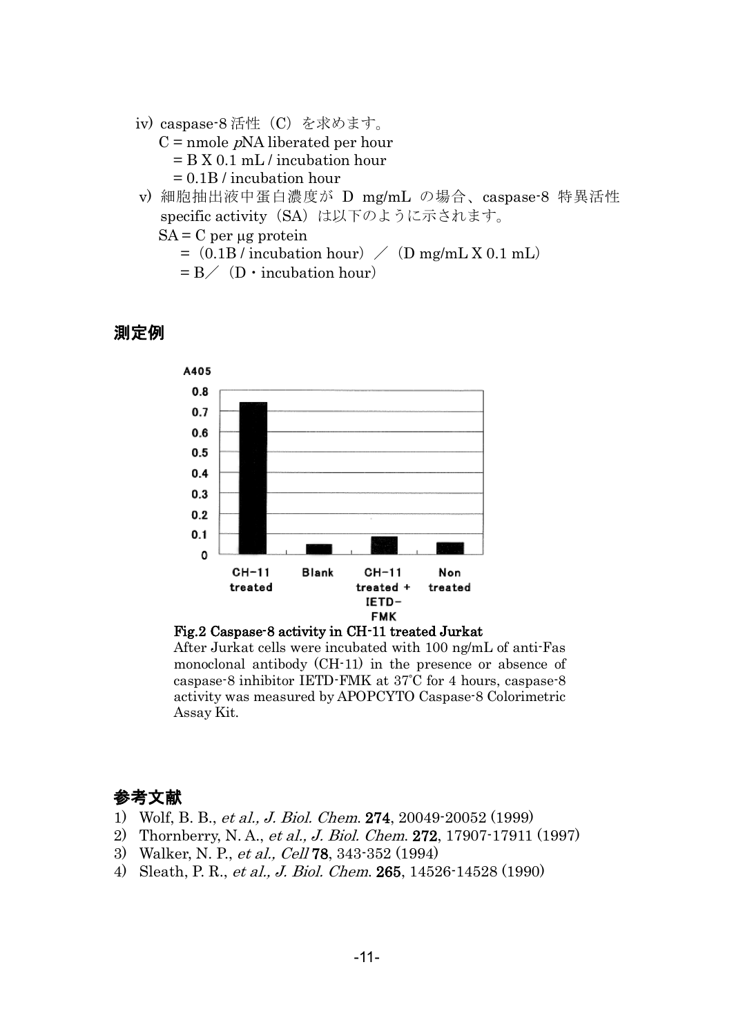iv) caspase-8 活性（C）を求めます。

C = nmole *p*NA liberated per hour
  = B X 0.1 mL / incubation hour
  = 0.1B / incubation hour

v) 細胞抽出液中蛋白濃度が D mg/mL の場合、caspase-8 特異活性 specific activity（SA）は以下のように示されます。

SA = C per μg protein
  =（0.1B / incubation hour）／（D mg/mL X 0.1 mL）
  = B／（D・incubation hour）

## 測定例

**Fig.2 Caspase-8 activity in CH-11 treated Jurkat**

After Jurkat cells were incubated with 100 ng/mL of anti-Fas monoclonal antibody (CH-11) in the presence or absence of caspase-8 inhibitor IETD-FMK at 37°C for 4 hours, caspase-8 activity was measured by APOPCYTO Caspase-8 Colorimetric Assay Kit.

## 参考文献

1) Wolf, B. B., *et al., J. Biol. Chem.* **274**, 20049-20052 (1999)
2) Thornberry, N. A., *et al., J. Biol. Chem.* **272**, 17907-17911 (1997)
3) Walker, N. P., *et al., Cell* **78**, 343-352 (1994)
4) Sleath, P. R., *et al., J. Biol. Chem.* **265**, 14526-14528 (1990)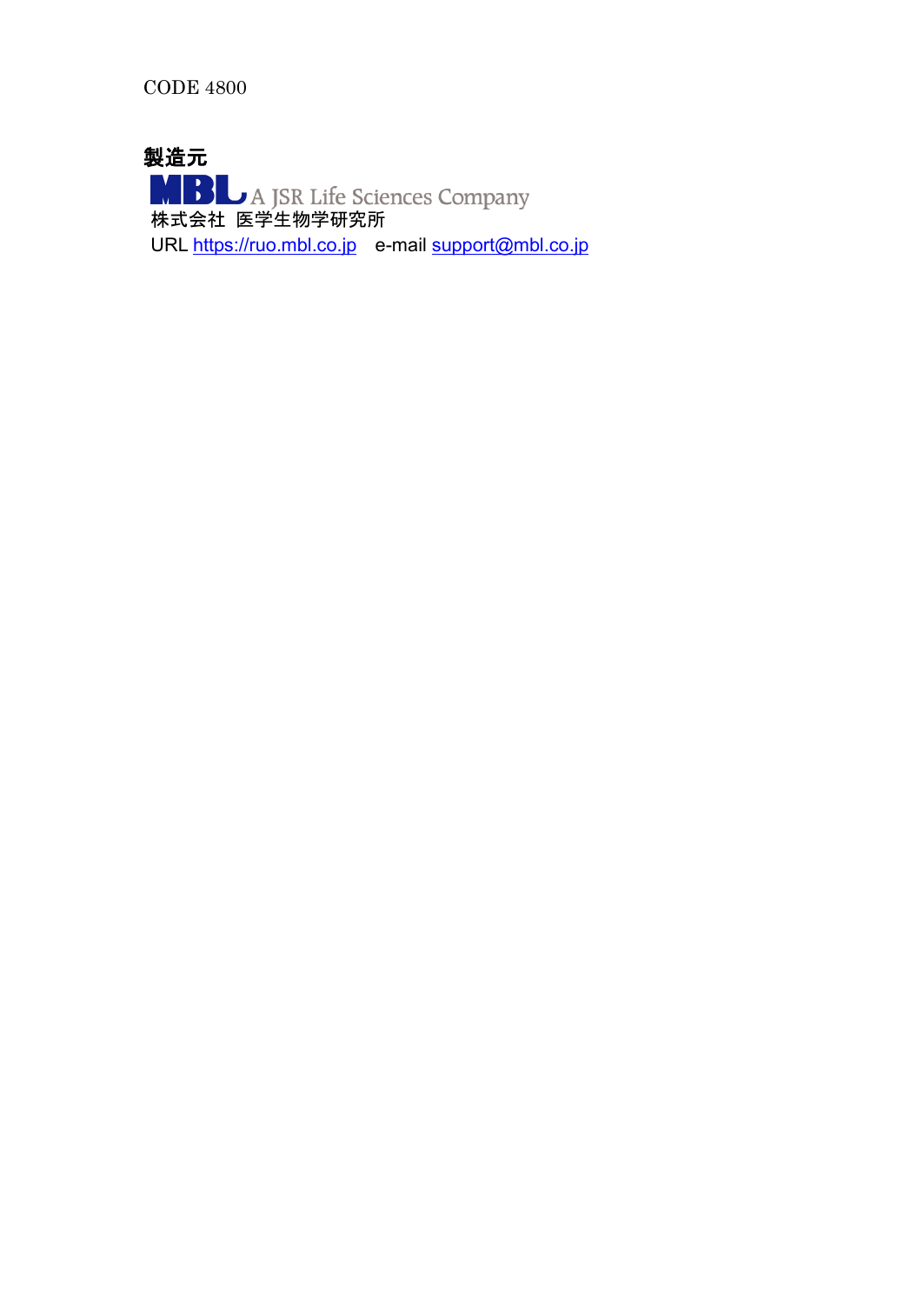CODE 4800

**製造元**

MBL A JSR Life Sciences Company

株式会社 医学生物学研究所

URL https://ruo.mbl.co.jp　e-mail support@mbl.co.jp